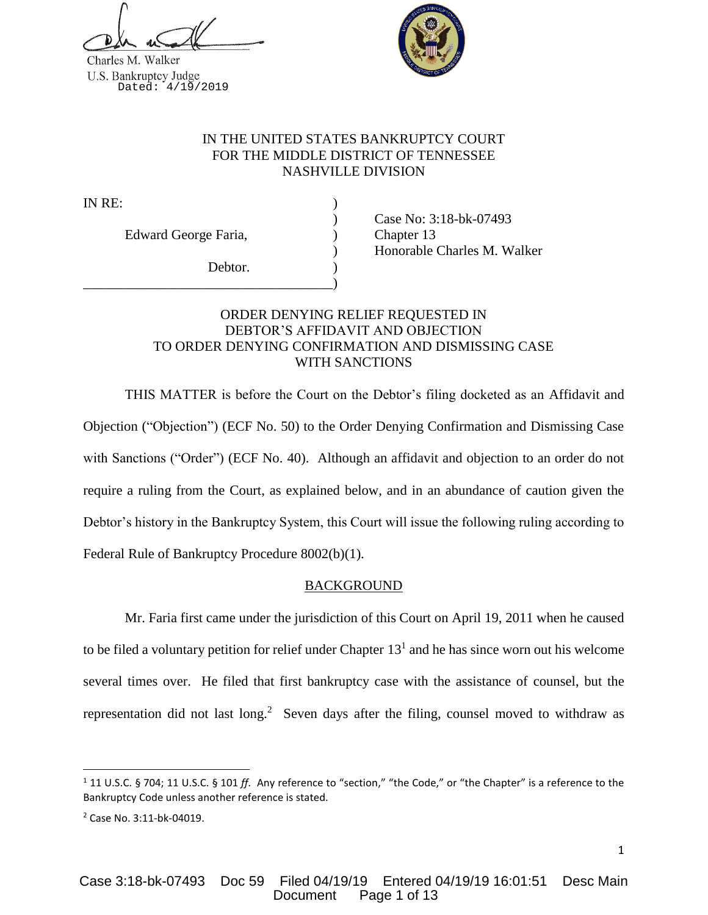Charles M. Walker
U.S. Bankruptcy Judge
Dated: 4/19/2019

IN THE UNITED STATES BANKRUPTCY COURT
FOR THE MIDDLE DISTRICT OF TENNESSEE
NASHVILLE DIVISION

| | | |
|---|---|---|
| IN RE: | ) | |
| | ) | Case No: 3:18-bk-07493 |
| Edward George Faria, | ) | Chapter 13 |
| | ) | Honorable Charles M. Walker |
| Debtor. | ) | |
| | ) | |

## ORDER DENYING RELIEF REQUESTED IN DEBTOR'S AFFIDAVIT AND OBJECTION TO ORDER DENYING CONFIRMATION AND DISMISSING CASE WITH SANCTIONS

THIS MATTER is before the Court on the Debtor's filing docketed as an Affidavit and Objection ("Objection") (ECF No. 50) to the Order Denying Confirmation and Dismissing Case with Sanctions ("Order") (ECF No. 40). Although an affidavit and objection to an order do not require a ruling from the Court, as explained below, and in an abundance of caution given the Debtor's history in the Bankruptcy System, this Court will issue the following ruling according to Federal Rule of Bankruptcy Procedure 8002(b)(1).

### BACKGROUND

Mr. Faria first came under the jurisdiction of this Court on April 19, 2011 when he caused to be filed a voluntary petition for relief under Chapter 13[1] and he has since worn out his welcome several times over. He filed that first bankruptcy case with the assistance of counsel, but the representation did not last long.[2] Seven days after the filing, counsel moved to withdraw as

---

[1] 11 U.S.C. § 704; 11 U.S.C. § 101 *ff*. Any reference to "section," "the Code," or "the Chapter" is a reference to the Bankruptcy Code unless another reference is stated.

[2] Case No. 3:11-bk-04019.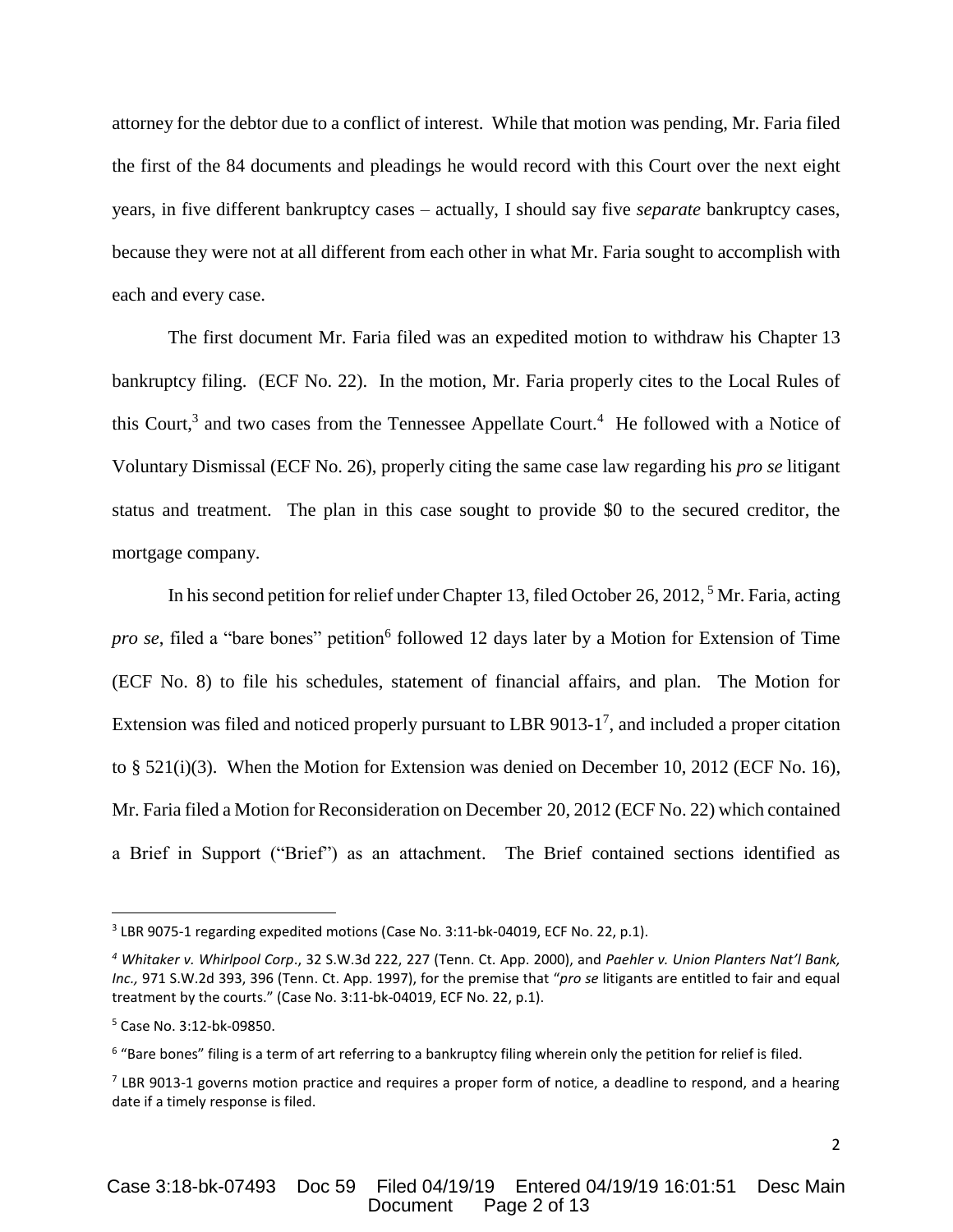attorney for the debtor due to a conflict of interest. While that motion was pending, Mr. Faria filed the first of the 84 documents and pleadings he would record with this Court over the next eight years, in five different bankruptcy cases – actually, I should say five *separate* bankruptcy cases, because they were not at all different from each other in what Mr. Faria sought to accomplish with each and every case.

The first document Mr. Faria filed was an expedited motion to withdraw his Chapter 13 bankruptcy filing. (ECF No. 22). In the motion, Mr. Faria properly cites to the Local Rules of this Court,[3] and two cases from the Tennessee Appellate Court.[4] He followed with a Notice of Voluntary Dismissal (ECF No. 26), properly citing the same case law regarding his *pro se* litigant status and treatment. The plan in this case sought to provide $0 to the secured creditor, the mortgage company.

In his second petition for relief under Chapter 13, filed October 26, 2012, [5] Mr. Faria, acting *pro se*, filed a "bare bones" petition[6] followed 12 days later by a Motion for Extension of Time (ECF No. 8) to file his schedules, statement of financial affairs, and plan. The Motion for Extension was filed and noticed properly pursuant to LBR 9013-1[7], and included a proper citation to § 521(i)(3). When the Motion for Extension was denied on December 10, 2012 (ECF No. 16), Mr. Faria filed a Motion for Reconsideration on December 20, 2012 (ECF No. 22) which contained a Brief in Support ("Brief") as an attachment. The Brief contained sections identified as

---

[3] LBR 9075-1 regarding expedited motions (Case No. 3:11-bk-04019, ECF No. 22, p.1).

[4] *Whitaker v. Whirlpool Corp*., 32 S.W.3d 222, 227 (Tenn. Ct. App. 2000), and *Paehler v. Union Planters Nat'l Bank, Inc.,* 971 S.W.2d 393, 396 (Tenn. Ct. App. 1997), for the premise that "*pro se* litigants are entitled to fair and equal treatment by the courts." (Case No. 3:11-bk-04019, ECF No. 22, p.1).

[5] Case No. 3:12-bk-09850.

[6] "Bare bones" filing is a term of art referring to a bankruptcy filing wherein only the petition for relief is filed.

[7] LBR 9013-1 governs motion practice and requires a proper form of notice, a deadline to respond, and a hearing date if a timely response is filed.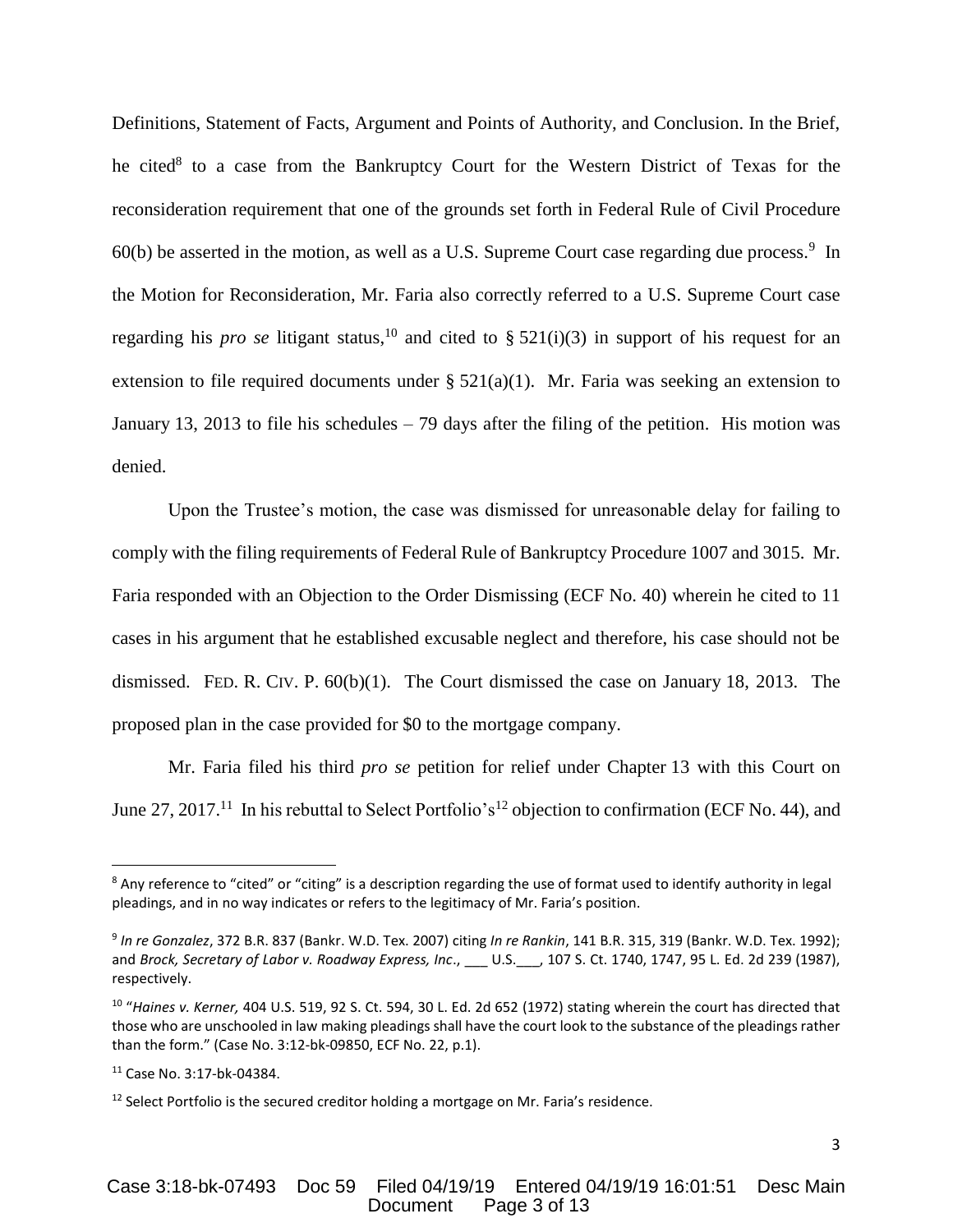Definitions, Statement of Facts, Argument and Points of Authority, and Conclusion. In the Brief, he cited[8] to a case from the Bankruptcy Court for the Western District of Texas for the reconsideration requirement that one of the grounds set forth in Federal Rule of Civil Procedure 60(b) be asserted in the motion, as well as a U.S. Supreme Court case regarding due process.[9] In the Motion for Reconsideration, Mr. Faria also correctly referred to a U.S. Supreme Court case regarding his *pro se* litigant status,[10] and cited to § 521(i)(3) in support of his request for an extension to file required documents under § 521(a)(1). Mr. Faria was seeking an extension to January 13, 2013 to file his schedules – 79 days after the filing of the petition. His motion was denied.

Upon the Trustee's motion, the case was dismissed for unreasonable delay for failing to comply with the filing requirements of Federal Rule of Bankruptcy Procedure 1007 and 3015. Mr. Faria responded with an Objection to the Order Dismissing (ECF No. 40) wherein he cited to 11 cases in his argument that he established excusable neglect and therefore, his case should not be dismissed. FED. R. CIV. P. 60(b)(1). The Court dismissed the case on January 18, 2013. The proposed plan in the case provided for $0 to the mortgage company.

Mr. Faria filed his third *pro se* petition for relief under Chapter 13 with this Court on June 27, 2017.[11] In his rebuttal to Select Portfolio's[12] objection to confirmation (ECF No. 44), and

---

[8] Any reference to "cited" or "citing" is a description regarding the use of format used to identify authority in legal pleadings, and in no way indicates or refers to the legitimacy of Mr. Faria's position.

[9] *In re Gonzalez*, 372 B.R. 837 (Bankr. W.D. Tex. 2007) citing *In re Rankin*, 141 B.R. 315, 319 (Bankr. W.D. Tex. 1992); and *Brock, Secretary of Labor v. Roadway Express, Inc*., ___ U.S.___, 107 S. Ct. 1740, 1747, 95 L. Ed. 2d 239 (1987), respectively.

[10] "*Haines v. Kerner,* 404 U.S. 519, 92 S. Ct. 594, 30 L. Ed. 2d 652 (1972) stating wherein the court has directed that those who are unschooled in law making pleadings shall have the court look to the substance of the pleadings rather than the form." (Case No. 3:12-bk-09850, ECF No. 22, p.1).

[11] Case No. 3:17-bk-04384.

[12] Select Portfolio is the secured creditor holding a mortgage on Mr. Faria's residence.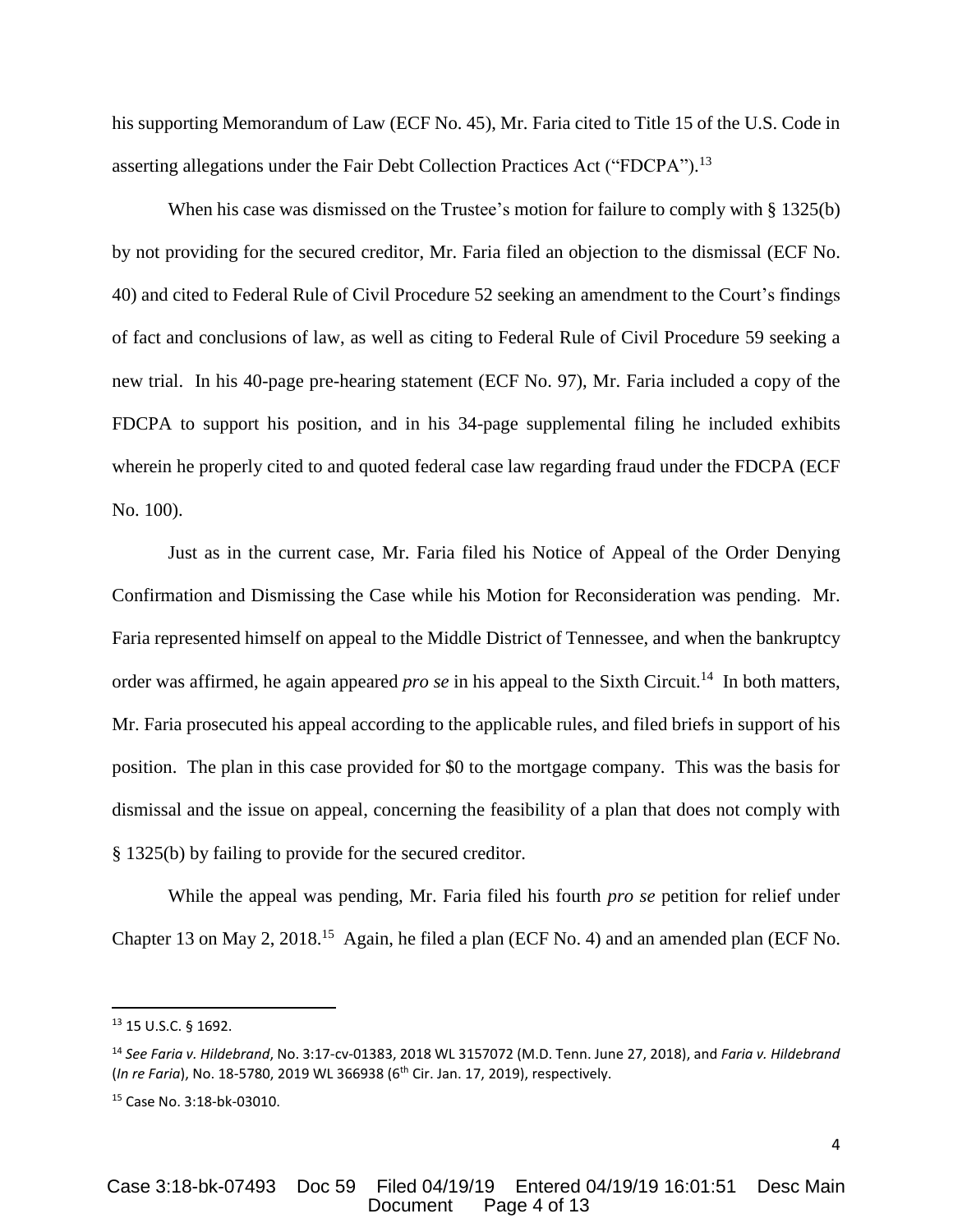his supporting Memorandum of Law (ECF No. 45), Mr. Faria cited to Title 15 of the U.S. Code in asserting allegations under the Fair Debt Collection Practices Act ("FDCPA").[13]

When his case was dismissed on the Trustee's motion for failure to comply with § 1325(b) by not providing for the secured creditor, Mr. Faria filed an objection to the dismissal (ECF No. 40) and cited to Federal Rule of Civil Procedure 52 seeking an amendment to the Court's findings of fact and conclusions of law, as well as citing to Federal Rule of Civil Procedure 59 seeking a new trial. In his 40-page pre-hearing statement (ECF No. 97), Mr. Faria included a copy of the FDCPA to support his position, and in his 34-page supplemental filing he included exhibits wherein he properly cited to and quoted federal case law regarding fraud under the FDCPA (ECF No. 100).

Just as in the current case, Mr. Faria filed his Notice of Appeal of the Order Denying Confirmation and Dismissing the Case while his Motion for Reconsideration was pending. Mr. Faria represented himself on appeal to the Middle District of Tennessee, and when the bankruptcy order was affirmed, he again appeared *pro se* in his appeal to the Sixth Circuit.[14] In both matters, Mr. Faria prosecuted his appeal according to the applicable rules, and filed briefs in support of his position. The plan in this case provided for $0 to the mortgage company. This was the basis for dismissal and the issue on appeal, concerning the feasibility of a plan that does not comply with § 1325(b) by failing to provide for the secured creditor.

While the appeal was pending, Mr. Faria filed his fourth *pro se* petition for relief under Chapter 13 on May 2, 2018.[15] Again, he filed a plan (ECF No. 4) and an amended plan (ECF No.

---

[13] 15 U.S.C. § 1692.

[14] *See Faria v. Hildebrand*, No. 3:17-cv-01383, 2018 WL 3157072 (M.D. Tenn. June 27, 2018), and *Faria v. Hildebrand* (*In re Faria*), No. 18-5780, 2019 WL 366938 (6th Cir. Jan. 17, 2019), respectively.

[15] Case No. 3:18-bk-03010.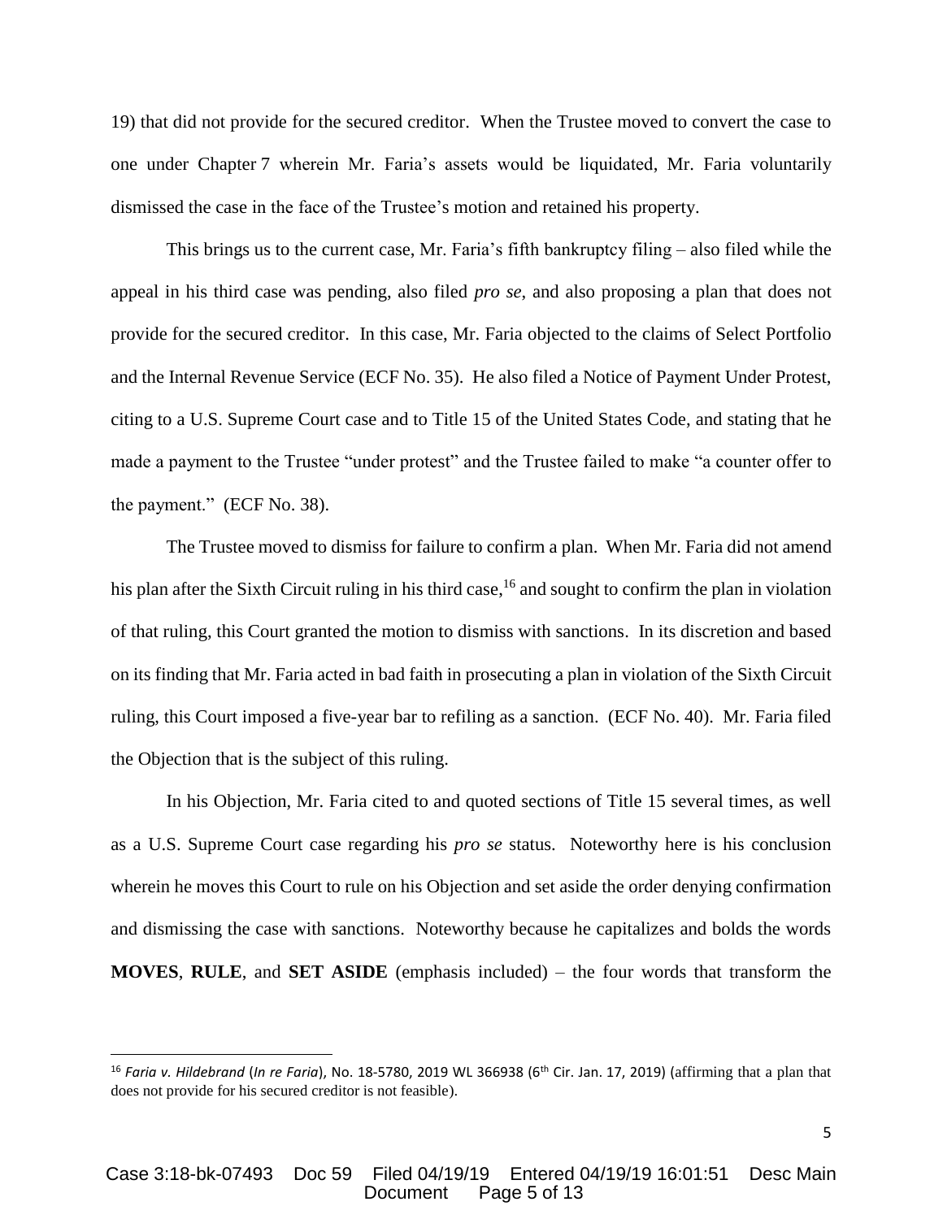19) that did not provide for the secured creditor. When the Trustee moved to convert the case to one under Chapter 7 wherein Mr. Faria's assets would be liquidated, Mr. Faria voluntarily dismissed the case in the face of the Trustee's motion and retained his property.

This brings us to the current case, Mr. Faria's fifth bankruptcy filing – also filed while the appeal in his third case was pending, also filed *pro se*, and also proposing a plan that does not provide for the secured creditor. In this case, Mr. Faria objected to the claims of Select Portfolio and the Internal Revenue Service (ECF No. 35). He also filed a Notice of Payment Under Protest, citing to a U.S. Supreme Court case and to Title 15 of the United States Code, and stating that he made a payment to the Trustee "under protest" and the Trustee failed to make "a counter offer to the payment." (ECF No. 38).

The Trustee moved to dismiss for failure to confirm a plan. When Mr. Faria did not amend his plan after the Sixth Circuit ruling in his third case,[16] and sought to confirm the plan in violation of that ruling, this Court granted the motion to dismiss with sanctions. In its discretion and based on its finding that Mr. Faria acted in bad faith in prosecuting a plan in violation of the Sixth Circuit ruling, this Court imposed a five-year bar to refiling as a sanction. (ECF No. 40). Mr. Faria filed the Objection that is the subject of this ruling.

In his Objection, Mr. Faria cited to and quoted sections of Title 15 several times, as well as a U.S. Supreme Court case regarding his *pro se* status. Noteworthy here is his conclusion wherein he moves this Court to rule on his Objection and set aside the order denying confirmation and dismissing the case with sanctions. Noteworthy because he capitalizes and bolds the words **MOVES**, **RULE**, and **SET ASIDE** (emphasis included) – the four words that transform the

---

[16] *Faria v. Hildebrand* (*In re Faria*), No. 18-5780, 2019 WL 366938 (6th Cir. Jan. 17, 2019) (affirming that a plan that does not provide for his secured creditor is not feasible).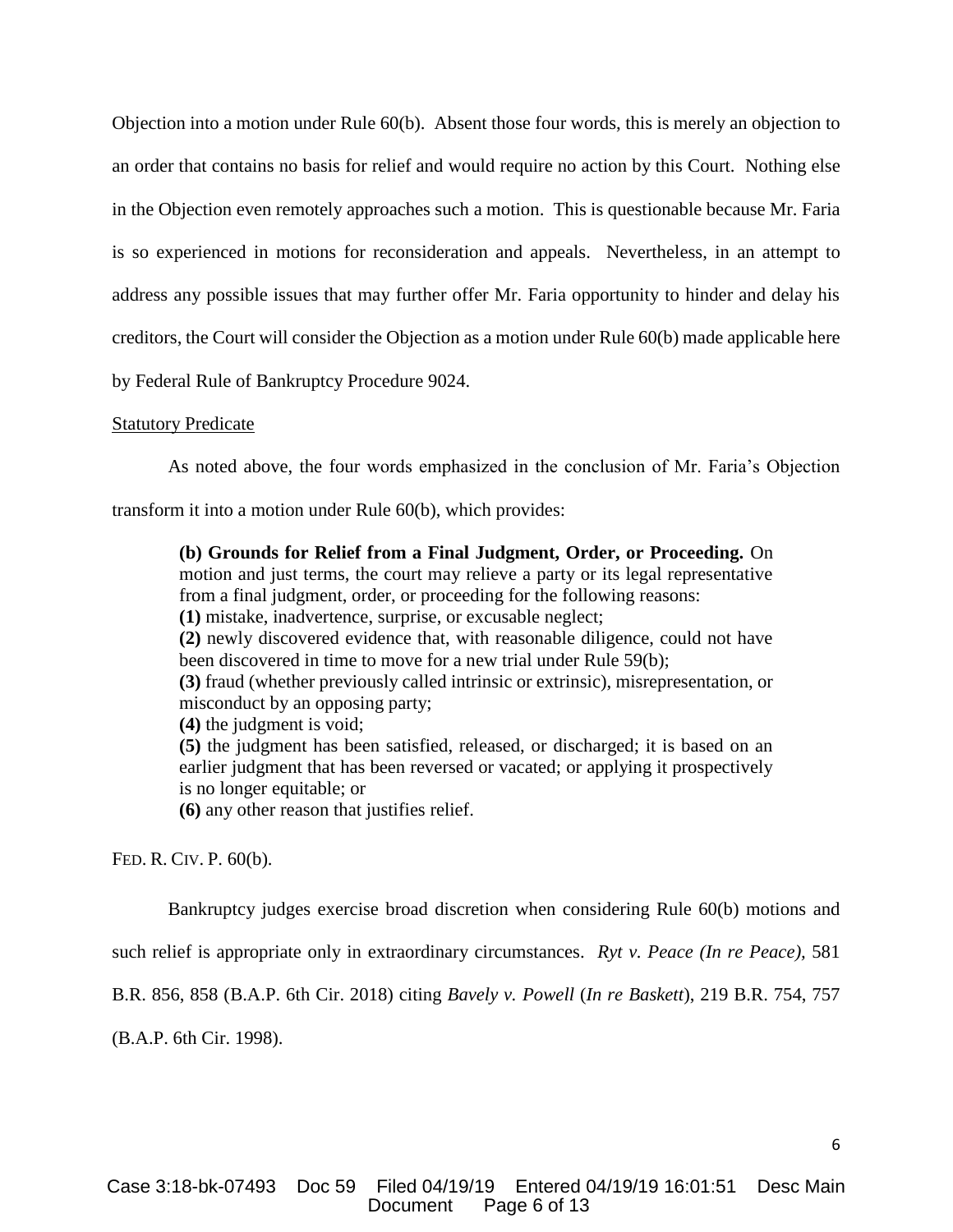Objection into a motion under Rule 60(b). Absent those four words, this is merely an objection to an order that contains no basis for relief and would require no action by this Court. Nothing else in the Objection even remotely approaches such a motion. This is questionable because Mr. Faria is so experienced in motions for reconsideration and appeals. Nevertheless, in an attempt to address any possible issues that may further offer Mr. Faria opportunity to hinder and delay his creditors, the Court will consider the Objection as a motion under Rule 60(b) made applicable here by Federal Rule of Bankruptcy Procedure 9024.

Statutory Predicate

As noted above, the four words emphasized in the conclusion of Mr. Faria's Objection transform it into a motion under Rule 60(b), which provides:

> **(b) Grounds for Relief from a Final Judgment, Order, or Proceeding.** On motion and just terms, the court may relieve a party or its legal representative from a final judgment, order, or proceeding for the following reasons:
> **(1)** mistake, inadvertence, surprise, or excusable neglect;
> **(2)** newly discovered evidence that, with reasonable diligence, could not have been discovered in time to move for a new trial under Rule 59(b);
> **(3)** fraud (whether previously called intrinsic or extrinsic), misrepresentation, or misconduct by an opposing party;
> **(4)** the judgment is void;
> **(5)** the judgment has been satisfied, released, or discharged; it is based on an earlier judgment that has been reversed or vacated; or applying it prospectively is no longer equitable; or
> **(6)** any other reason that justifies relief.

FED. R. CIV. P. 60(b).

Bankruptcy judges exercise broad discretion when considering Rule 60(b) motions and such relief is appropriate only in extraordinary circumstances. *Ryt v. Peace (In re Peace)*, 581 B.R. 856, 858 (B.A.P. 6th Cir. 2018) citing *Bavely v. Powell* (*In re Baskett*), 219 B.R. 754, 757 (B.A.P. 6th Cir. 1998).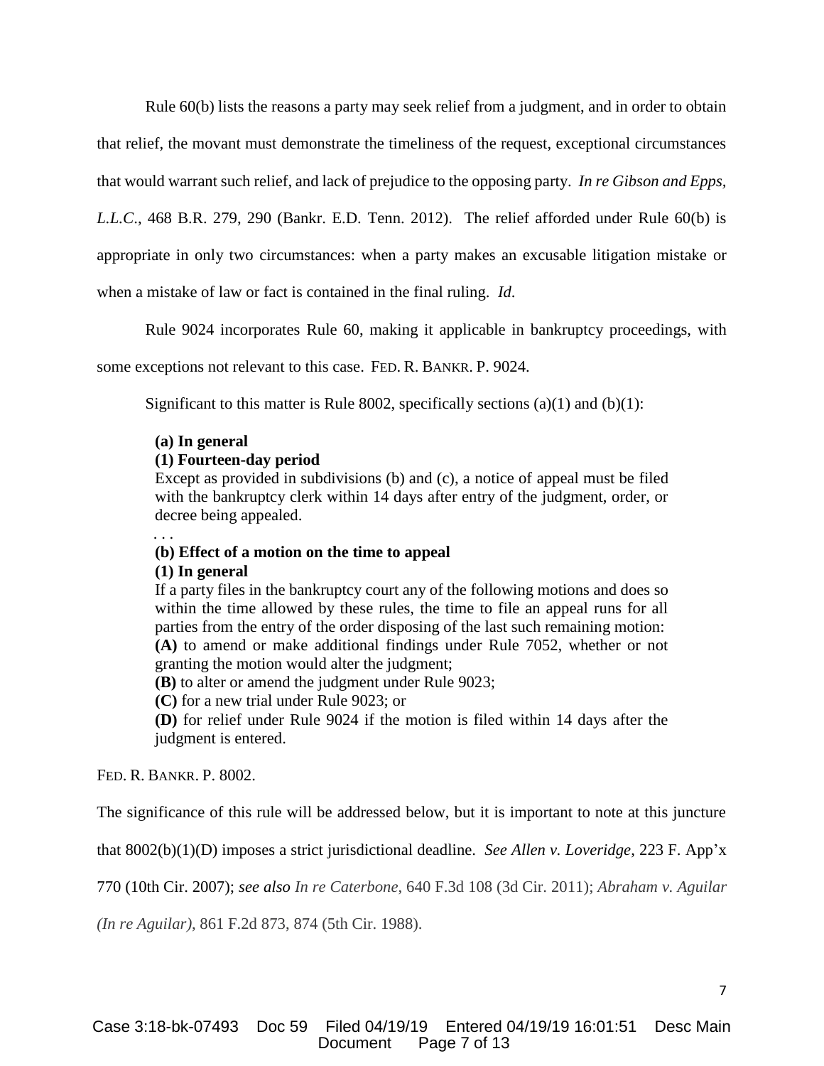Rule 60(b) lists the reasons a party may seek relief from a judgment, and in order to obtain that relief, the movant must demonstrate the timeliness of the request, exceptional circumstances that would warrant such relief, and lack of prejudice to the opposing party. *In re Gibson and Epps, L.L.C*., 468 B.R. 279, 290 (Bankr. E.D. Tenn. 2012). The relief afforded under Rule 60(b) is appropriate in only two circumstances: when a party makes an excusable litigation mistake or when a mistake of law or fact is contained in the final ruling. *Id*.

Rule 9024 incorporates Rule 60, making it applicable in bankruptcy proceedings, with some exceptions not relevant to this case. FED. R. BANKR. P. 9024.

Significant to this matter is Rule 8002, specifically sections (a)(1) and (b)(1):

> **(a) In general**
> **(1) Fourteen-day period**
> Except as provided in subdivisions (b) and (c), a notice of appeal must be filed with the bankruptcy clerk within 14 days after entry of the judgment, order, or decree being appealed.
> . . .
> **(b) Effect of a motion on the time to appeal**
> **(1) In general**
> If a party files in the bankruptcy court any of the following motions and does so within the time allowed by these rules, the time to file an appeal runs for all parties from the entry of the order disposing of the last such remaining motion:
> **(A)** to amend or make additional findings under Rule 7052, whether or not granting the motion would alter the judgment;
> **(B)** to alter or amend the judgment under Rule 9023;
> **(C)** for a new trial under Rule 9023; or
> **(D)** for relief under Rule 9024 if the motion is filed within 14 days after the judgment is entered.

FED. R. BANKR. P. 8002.

The significance of this rule will be addressed below, but it is important to note at this juncture that 8002(b)(1)(D) imposes a strict jurisdictional deadline. *See Allen v. Loveridge*, 223 F. App'x 770 (10th Cir. 2007); *see also In re Caterbone*, 640 F.3d 108 (3d Cir. 2011); *Abraham v. Aguilar (In re Aguilar)*, 861 F.2d 873, 874 (5th Cir. 1988).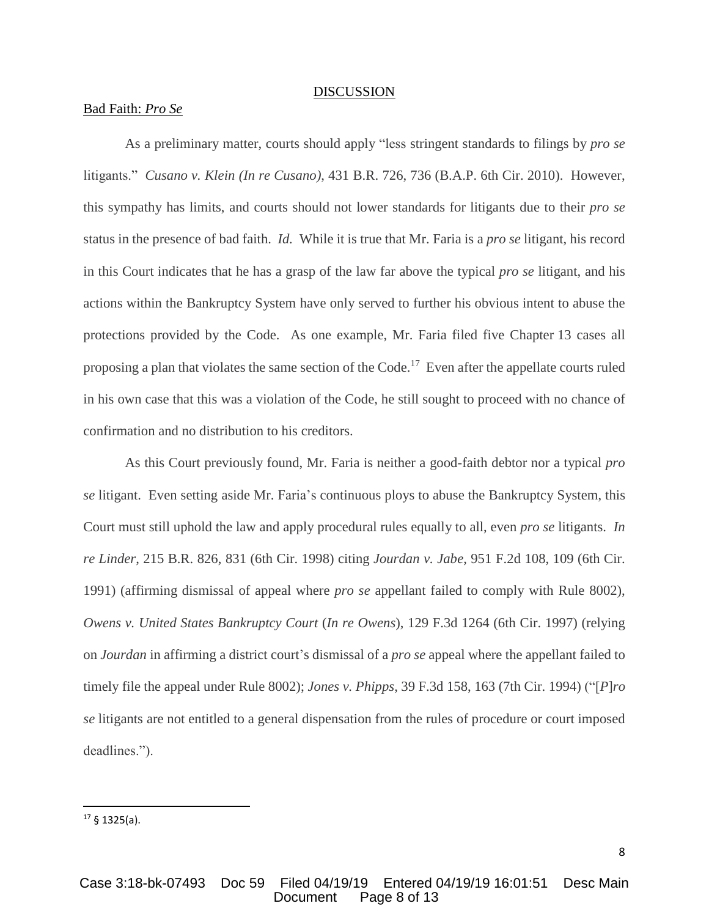## DISCUSSION

### Bad Faith: *Pro Se*

As a preliminary matter, courts should apply "less stringent standards to filings by *pro se* litigants." *Cusano v. Klein (In re Cusano)*, 431 B.R. 726, 736 (B.A.P. 6th Cir. 2010). However, this sympathy has limits, and courts should not lower standards for litigants due to their *pro se* status in the presence of bad faith. *Id.* While it is true that Mr. Faria is a *pro se* litigant, his record in this Court indicates that he has a grasp of the law far above the typical *pro se* litigant, and his actions within the Bankruptcy System have only served to further his obvious intent to abuse the protections provided by the Code. As one example, Mr. Faria filed five Chapter 13 cases all proposing a plan that violates the same section of the Code.[17] Even after the appellate courts ruled in his own case that this was a violation of the Code, he still sought to proceed with no chance of confirmation and no distribution to his creditors.

As this Court previously found, Mr. Faria is neither a good-faith debtor nor a typical *pro se* litigant. Even setting aside Mr. Faria's continuous ploys to abuse the Bankruptcy System, this Court must still uphold the law and apply procedural rules equally to all, even *pro se* litigants. *In re Linder*, 215 B.R. 826, 831 (6th Cir. 1998) citing *Jourdan v. Jabe*, 951 F.2d 108, 109 (6th Cir. 1991) (affirming dismissal of appeal where *pro se* appellant failed to comply with Rule 8002), *Owens v. United States Bankruptcy Court* (*In re Owens*), 129 F.3d 1264 (6th Cir. 1997) (relying on *Jourdan* in affirming a district court's dismissal of a *pro se* appeal where the appellant failed to timely file the appeal under Rule 8002); *Jones v. Phipps*, 39 F.3d 158, 163 (7th Cir. 1994) ("[*P*]*ro se* litigants are not entitled to a general dispensation from the rules of procedure or court imposed deadlines.").

---

[17] § 1325(a).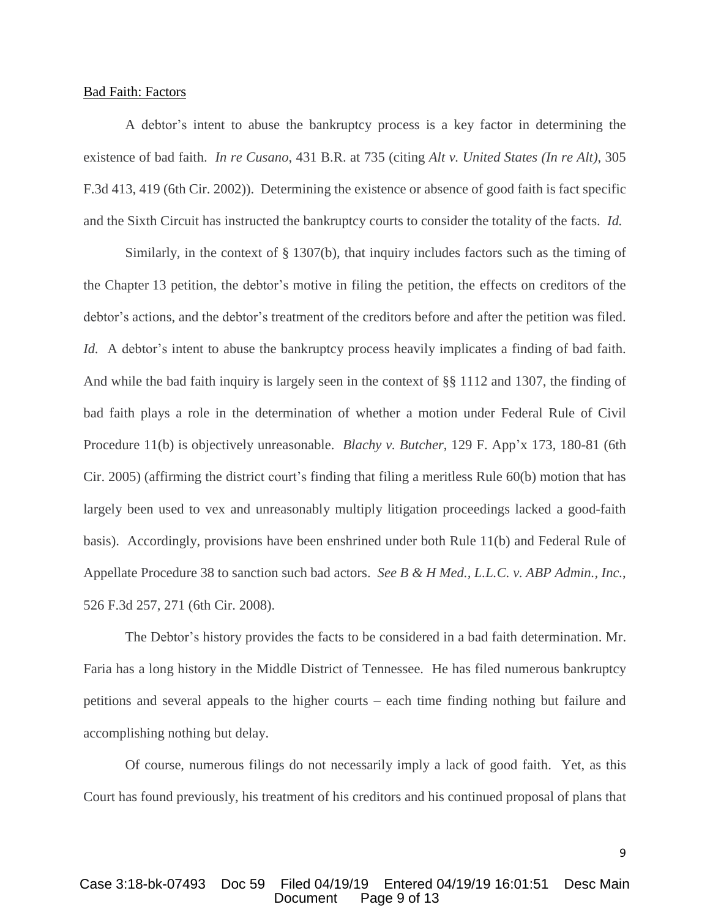<u>Bad Faith: Factors</u>

A debtor's intent to abuse the bankruptcy process is a key factor in determining the existence of bad faith. *In re Cusano*, 431 B.R. at 735 (citing *Alt v. United States (In re Alt)*, 305 F.3d 413, 419 (6th Cir. 2002)). Determining the existence or absence of good faith is fact specific and the Sixth Circuit has instructed the bankruptcy courts to consider the totality of the facts. *Id.*

Similarly, in the context of § 1307(b), that inquiry includes factors such as the timing of the Chapter 13 petition, the debtor's motive in filing the petition, the effects on creditors of the debtor's actions, and the debtor's treatment of the creditors before and after the petition was filed. *Id.* A debtor's intent to abuse the bankruptcy process heavily implicates a finding of bad faith. And while the bad faith inquiry is largely seen in the context of §§ 1112 and 1307, the finding of bad faith plays a role in the determination of whether a motion under Federal Rule of Civil Procedure 11(b) is objectively unreasonable. *Blachy v. Butcher*, 129 F. App'x 173, 180-81 (6th Cir. 2005) (affirming the district court's finding that filing a meritless Rule 60(b) motion that has largely been used to vex and unreasonably multiply litigation proceedings lacked a good-faith basis). Accordingly, provisions have been enshrined under both Rule 11(b) and Federal Rule of Appellate Procedure 38 to sanction such bad actors. *See B & H Med., L.L.C. v. ABP Admin., Inc.*, 526 F.3d 257, 271 (6th Cir. 2008).

The Debtor's history provides the facts to be considered in a bad faith determination. Mr. Faria has a long history in the Middle District of Tennessee. He has filed numerous bankruptcy petitions and several appeals to the higher courts – each time finding nothing but failure and accomplishing nothing but delay.

Of course, numerous filings do not necessarily imply a lack of good faith. Yet, as this Court has found previously, his treatment of his creditors and his continued proposal of plans that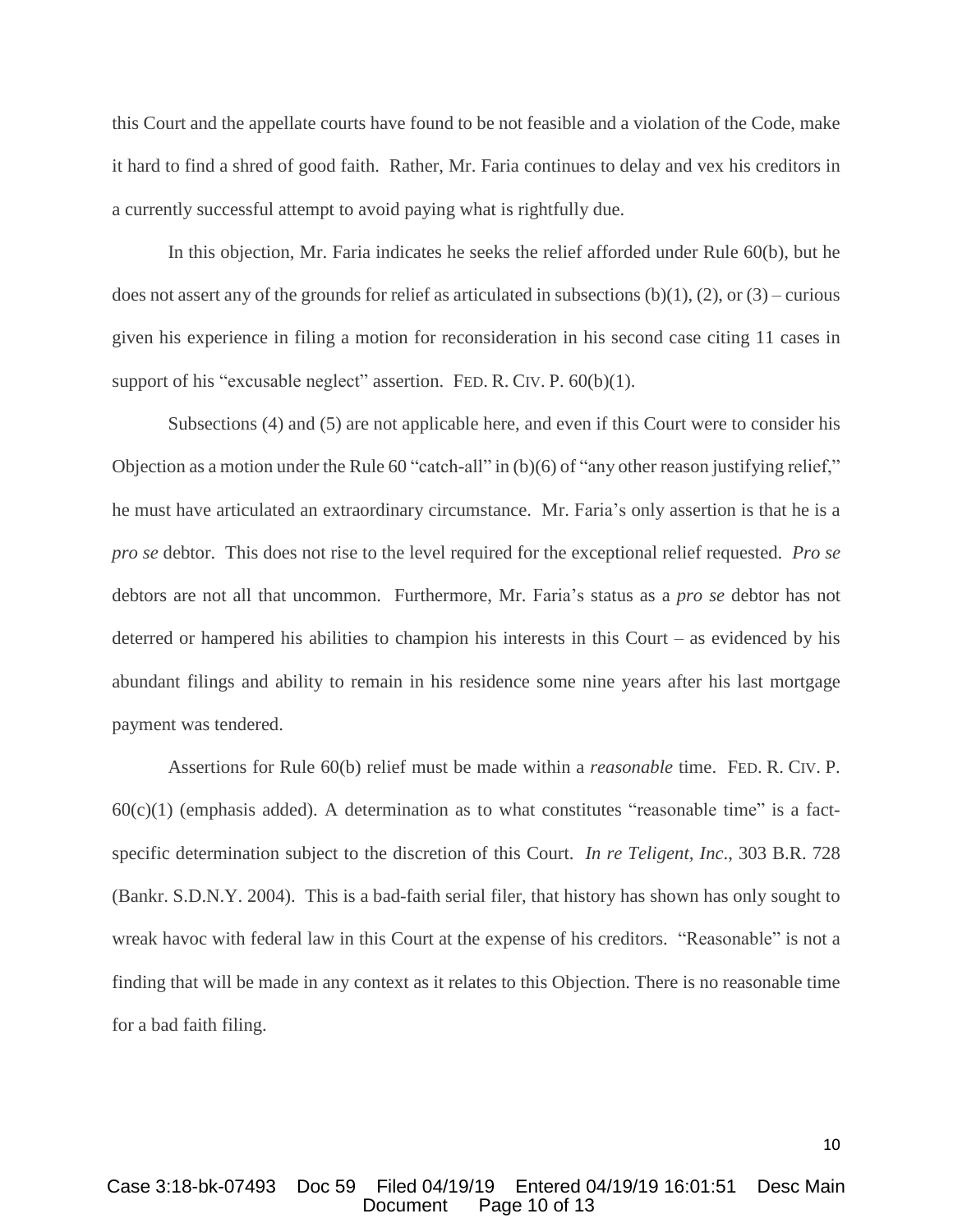this Court and the appellate courts have found to be not feasible and a violation of the Code, make it hard to find a shred of good faith. Rather, Mr. Faria continues to delay and vex his creditors in a currently successful attempt to avoid paying what is rightfully due.

In this objection, Mr. Faria indicates he seeks the relief afforded under Rule 60(b), but he does not assert any of the grounds for relief as articulated in subsections (b)(1), (2), or (3) – curious given his experience in filing a motion for reconsideration in his second case citing 11 cases in support of his "excusable neglect" assertion. FED. R. CIV. P. 60(b)(1).

Subsections (4) and (5) are not applicable here, and even if this Court were to consider his Objection as a motion under the Rule 60 "catch-all" in (b)(6) of "any other reason justifying relief," he must have articulated an extraordinary circumstance. Mr. Faria's only assertion is that he is a *pro se* debtor. This does not rise to the level required for the exceptional relief requested. *Pro se* debtors are not all that uncommon. Furthermore, Mr. Faria's status as a *pro se* debtor has not deterred or hampered his abilities to champion his interests in this Court – as evidenced by his abundant filings and ability to remain in his residence some nine years after his last mortgage payment was tendered.

Assertions for Rule 60(b) relief must be made within a *reasonable* time. FED. R. CIV. P. 60(c)(1) (emphasis added). A determination as to what constitutes "reasonable time" is a fact-specific determination subject to the discretion of this Court. *In re Teligent, Inc*., 303 B.R. 728 (Bankr. S.D.N.Y. 2004). This is a bad-faith serial filer, that history has shown has only sought to wreak havoc with federal law in this Court at the expense of his creditors. "Reasonable" is not a finding that will be made in any context as it relates to this Objection. There is no reasonable time for a bad faith filing.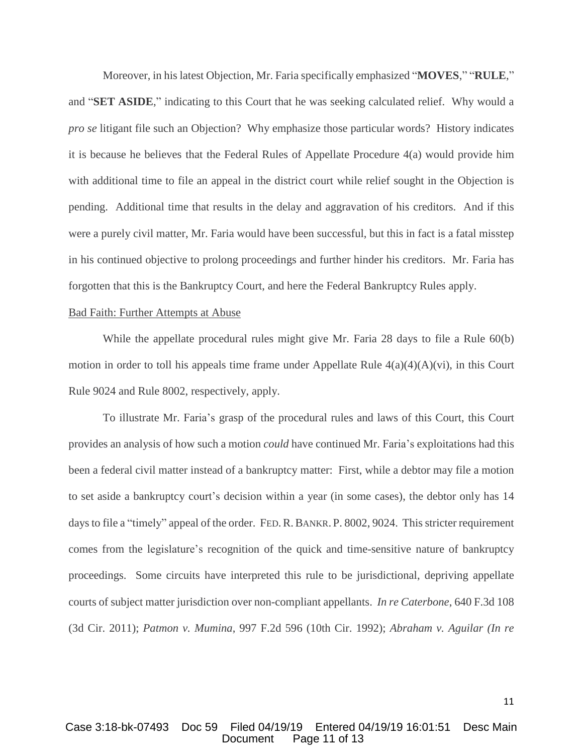Moreover, in his latest Objection, Mr. Faria specifically emphasized "**MOVES**," "**RULE**," and "**SET ASIDE**," indicating to this Court that he was seeking calculated relief. Why would a *pro se* litigant file such an Objection? Why emphasize those particular words? History indicates it is because he believes that the Federal Rules of Appellate Procedure 4(a) would provide him with additional time to file an appeal in the district court while relief sought in the Objection is pending. Additional time that results in the delay and aggravation of his creditors. And if this were a purely civil matter, Mr. Faria would have been successful, but this in fact is a fatal misstep in his continued objective to prolong proceedings and further hinder his creditors. Mr. Faria has forgotten that this is the Bankruptcy Court, and here the Federal Bankruptcy Rules apply.

<u>Bad Faith: Further Attempts at Abuse</u>

While the appellate procedural rules might give Mr. Faria 28 days to file a Rule 60(b) motion in order to toll his appeals time frame under Appellate Rule 4(a)(4)(A)(vi), in this Court Rule 9024 and Rule 8002, respectively, apply.

To illustrate Mr. Faria's grasp of the procedural rules and laws of this Court, this Court provides an analysis of how such a motion *could* have continued Mr. Faria's exploitations had this been a federal civil matter instead of a bankruptcy matter: First, while a debtor may file a motion to set aside a bankruptcy court's decision within a year (in some cases), the debtor only has 14 days to file a "timely" appeal of the order. FED. R. BANKR. P. 8002, 9024. This stricter requirement comes from the legislature's recognition of the quick and time-sensitive nature of bankruptcy proceedings. Some circuits have interpreted this rule to be jurisdictional, depriving appellate courts of subject matter jurisdiction over non-compliant appellants. *In re Caterbone*, 640 F.3d 108 (3d Cir. 2011); *Patmon v. Mumina*, 997 F.2d 596 (10th Cir. 1992); *Abraham v. Aguilar (In re*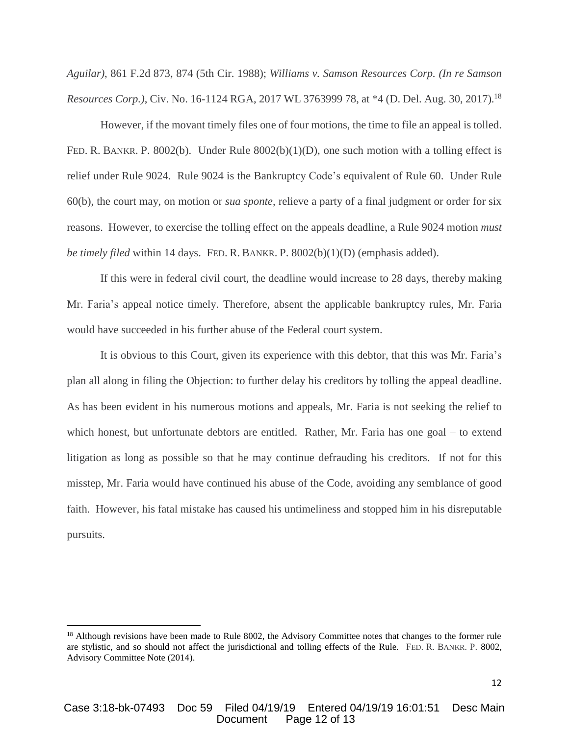*Aguilar)*, 861 F.2d 873, 874 (5th Cir. 1988); *Williams v. Samson Resources Corp. (In re Samson Resources Corp.)*, Civ. No. 16-1124 RGA, 2017 WL 3763999 78, at *4 (D. Del. Aug. 30, 2017).[18]

However, if the movant timely files one of four motions, the time to file an appeal is tolled. FED. R. BANKR. P. 8002(b). Under Rule 8002(b)(1)(D), one such motion with a tolling effect is relief under Rule 9024. Rule 9024 is the Bankruptcy Code's equivalent of Rule 60. Under Rule 60(b), the court may, on motion or *sua sponte*, relieve a party of a final judgment or order for six reasons. However, to exercise the tolling effect on the appeals deadline, a Rule 9024 motion *must be timely filed* within 14 days. FED. R. BANKR. P. 8002(b)(1)(D) (emphasis added).

If this were in federal civil court, the deadline would increase to 28 days, thereby making Mr. Faria's appeal notice timely. Therefore, absent the applicable bankruptcy rules, Mr. Faria would have succeeded in his further abuse of the Federal court system.

It is obvious to this Court, given its experience with this debtor, that this was Mr. Faria's plan all along in filing the Objection: to further delay his creditors by tolling the appeal deadline. As has been evident in his numerous motions and appeals, Mr. Faria is not seeking the relief to which honest, but unfortunate debtors are entitled. Rather, Mr. Faria has one goal – to extend litigation as long as possible so that he may continue defrauding his creditors. If not for this misstep, Mr. Faria would have continued his abuse of the Code, avoiding any semblance of good faith. However, his fatal mistake has caused his untimeliness and stopped him in his disreputable pursuits.

---

[18] Although revisions have been made to Rule 8002, the Advisory Committee notes that changes to the former rule are stylistic, and so should not affect the jurisdictional and tolling effects of the Rule. FED. R. BANKR. P. 8002, Advisory Committee Note (2014).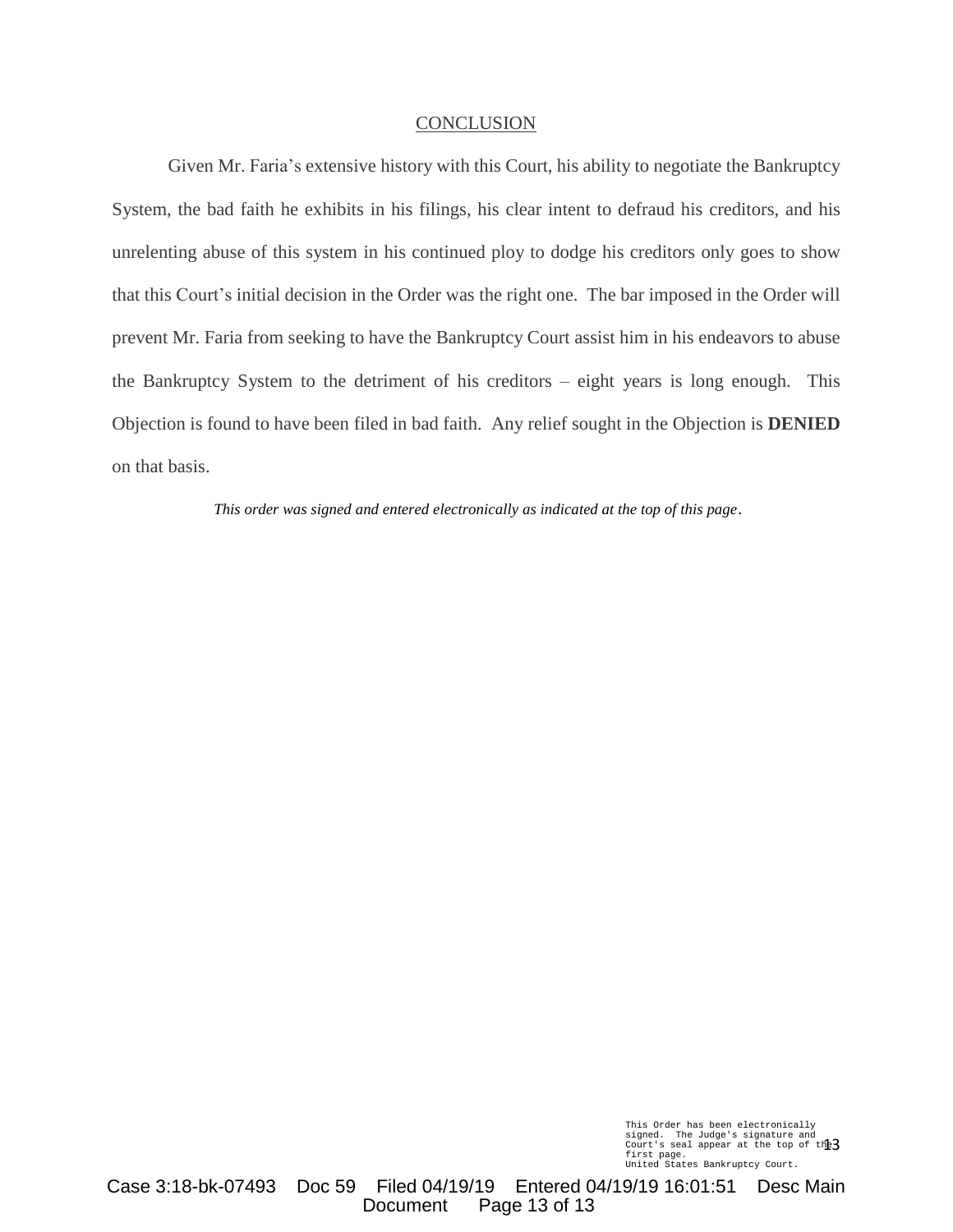## CONCLUSION

Given Mr. Faria's extensive history with this Court, his ability to negotiate the Bankruptcy System, the bad faith he exhibits in his filings, his clear intent to defraud his creditors, and his unrelenting abuse of this system in his continued ploy to dodge his creditors only goes to show that this Court's initial decision in the Order was the right one. The bar imposed in the Order will prevent Mr. Faria from seeking to have the Bankruptcy Court assist him in his endeavors to abuse the Bankruptcy System to the detriment of his creditors – eight years is long enough. This Objection is found to have been filed in bad faith. Any relief sought in the Objection is **DENIED** on that basis.

*This order was signed and entered electronically as indicated at the top of this page.*

This Order has been electronically signed. The Judge's signature and Court's seal appear at the top of the first page.
United States Bankruptcy Court.